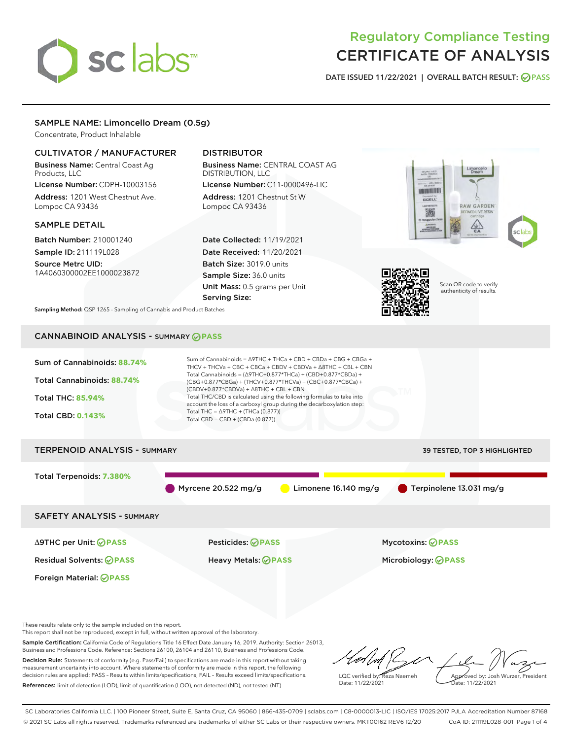# Regulatory Compliance Testing
# CERTIFICATE OF ANALYSIS

DATE ISSUED 11/22/2021 | OVERALL BATCH RESULT: PASS

## SAMPLE NAME: Limoncello Dream (0.5g)

Concentrate, Product Inhalable

### CULTIVATOR / MANUFACTURER

**Business Name:** Central Coast Ag Products, LLC

**License Number:** CDPH-10003156

**Address:** 1201 West Chestnut Ave. Lompoc CA 93436

### DISTRIBUTOR

**Business Name:** CENTRAL COAST AG DISTRIBUTION, LLC

**License Number:** C11-0000496-LIC

**Address:** 1201 Chestnut St W Lompoc CA 93436

### SAMPLE DETAIL

**Batch Number:** 210001240

**Sample ID:** 211119L028

**Source Metrc UID:** 1A4060300002EE1000023872

**Date Collected:** 11/19/2021

**Date Received:** 11/20/2021

**Batch Size:** 3019.0 units

**Sample Size:** 36.0 units

**Unit Mass:** 0.5 grams per Unit

**Serving Size:**

Scan QR code to verify authenticity of results.

**Sampling Method:** QSP 1265 - Sampling of Cannabis and Product Batches

## CANNABINOID ANALYSIS - SUMMARY PASS

Sum of Cannabinoids: **88.74%**

Total Cannabinoids: **88.74%**

Total THC: **85.94%**

Total CBD: **0.143%**

Sum of Cannabinoids = Δ9THC + THCa + CBD + CBDa + CBG + CBGa + THCV + THCVa + CBC + CBCa + CBDV + CBDVa + Δ8THC + CBL + CBN

Total Cannabinoids = (Δ9THC+0.877*THCa) + (CBD+0.877*CBDa) + (CBG+0.877*CBGa) + (THCV+0.877*THCVa) + (CBC+0.877*CBCa) + (CBDV+0.877*CBDVa) + Δ8THC + CBL + CBN

Total THC/CBD is calculated using the following formulas to take into account the loss of a carboxyl group during the decarboxylation step:

Total THC = Δ9THC + (THCa (0.877))

Total CBD = CBD + (CBDa (0.877))

## TERPENOID ANALYSIS - SUMMARY

39 TESTED, TOP 3 HIGHLIGHTED

Total Terpenoids: **7.380%**

- Myrcene 20.522 mg/g
- Limonene 16.140 mg/g
- Terpinolene 13.031 mg/g

## SAFETY ANALYSIS - SUMMARY

| | | |
|---|---|---|
| Δ9THC per Unit: PASS | Pesticides: PASS | Mycotoxins: PASS |
| Residual Solvents: PASS | Heavy Metals: PASS | Microbiology: PASS |
| Foreign Material: PASS | | |

These results relate only to the sample included on this report.
This report shall not be reproduced, except in full, without written approval of the laboratory.

**Sample Certification:** California Code of Regulations Title 16 Effect Date January 16, 2019. Authority: Section 26013, Business and Professions Code. Reference: Sections 26100, 26104 and 26110, Business and Professions Code.

**Decision Rule:** Statements of conformity (e.g. Pass/Fail) to specifications are made in this report without taking measurement uncertainty into account. Where statements of conformity are made in this report, the following decision rules are applied: PASS – Results within limits/specifications, FAIL – Results exceed limits/specifications.

**References:** limit of detection (LOD), limit of quantification (LOQ), not detected (ND), not tested (NT)

LQC verified by: Reza Naemeh
Date: 11/22/2021

Approved by: Josh Wurzer, President
Date: 11/22/2021

SC Laboratories California LLC. | 100 Pioneer Street, Suite E, Santa Cruz, CA 95060 | 866-435-0709 | sclabs.com | C8-0000013-LIC | ISO/IES 17025:2017 PJLA Accreditation Number 87168
© 2021 SC Labs all rights reserved. Trademarks referenced are trademarks of either SC Labs or their respective owners. MKT00162 REV6 12/20 CoA ID: 211119L028-001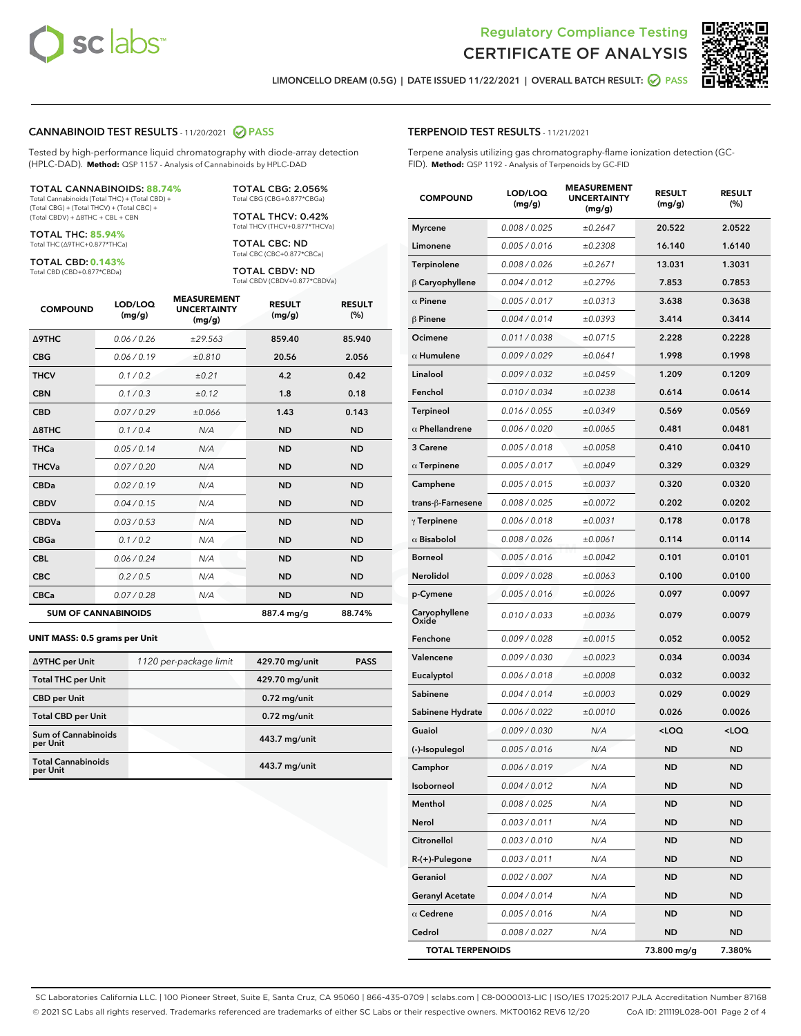# Regulatory Compliance Testing
# CERTIFICATE OF ANALYSIS

LIMONCELLO DREAM (0.5G) | DATE ISSUED 11/22/2021 | OVERALL BATCH RESULT: PASS

## CANNABINOID TEST RESULTS - 11/20/2021 PASS

Tested by high-performance liquid chromatography with diode-array detection (HPLC-DAD). **Method:** QSP 1157 - Analysis of Cannabinoids by HPLC-DAD

**TOTAL CANNABINOIDS: 88.74%**
Total Cannabinoids (Total THC) + (Total CBD) + (Total CBG) + (Total THCV) + (Total CBC) + (Total CBDV) + Δ8THC + CBL + CBN

**TOTAL THC: 85.94%**
Total THC (Δ9THC+0.877*THCa)

**TOTAL CBD: 0.143%**
Total CBD (CBD+0.877*CBDa)

**TOTAL CBG: 2.056%**
Total CBG (CBG+0.877*CBGa)

**TOTAL THCV: 0.42%**
Total THCV (THCV+0.877*THCVa)

**TOTAL CBC: ND**
Total CBC (CBC+0.877*CBCa)

**TOTAL CBDV: ND**
Total CBDV (CBDV+0.877*CBDVa)

| COMPOUND | LOD/LOQ (mg/g) | MEASUREMENT UNCERTAINTY (mg/g) | RESULT (mg/g) | RESULT (%) |
|---|---|---|---|---|
| Δ9THC | 0.06 / 0.26 | ±29.563 | 859.40 | 85.940 |
| CBG | 0.06 / 0.19 | ±0.810 | 20.56 | 2.056 |
| THCV | 0.1 / 0.2 | ±0.21 | 4.2 | 0.42 |
| CBN | 0.1 / 0.3 | ±0.12 | 1.8 | 0.18 |
| CBD | 0.07 / 0.29 | ±0.066 | 1.43 | 0.143 |
| Δ8THC | 0.1 / 0.4 | N/A | ND | ND |
| THCa | 0.05 / 0.14 | N/A | ND | ND |
| THCVa | 0.07 / 0.20 | N/A | ND | ND |
| CBDa | 0.02 / 0.19 | N/A | ND | ND |
| CBDV | 0.04 / 0.15 | N/A | ND | ND |
| CBDVa | 0.03 / 0.53 | N/A | ND | ND |
| CBGa | 0.1 / 0.2 | N/A | ND | ND |
| CBL | 0.06 / 0.24 | N/A | ND | ND |
| CBC | 0.2 / 0.5 | N/A | ND | ND |
| CBCa | 0.07 / 0.28 | N/A | ND | ND |
| **SUM OF CANNABINOIDS** | | | 887.4 mg/g | 88.74% |

**UNIT MASS: 0.5 grams per Unit**

| | | | |
|---|---|---|---|
| Δ9THC per Unit | 1120 per-package limit | 429.70 mg/unit | PASS |
| Total THC per Unit | | 429.70 mg/unit | |
| CBD per Unit | | 0.72 mg/unit | |
| Total CBD per Unit | | 0.72 mg/unit | |
| Sum of Cannabinoids per Unit | | 443.7 mg/unit | |
| Total Cannabinoids per Unit | | 443.7 mg/unit | |

## TERPENOID TEST RESULTS - 11/21/2021

Terpene analysis utilizing gas chromatography-flame ionization detection (GC-FID). **Method:** QSP 1192 - Analysis of Terpenoids by GC-FID

| COMPOUND | LOD/LOQ (mg/g) | MEASUREMENT UNCERTAINTY (mg/g) | RESULT (mg/g) | RESULT (%) |
|---|---|---|---|---|
| Myrcene | 0.008 / 0.025 | ±0.2647 | 20.522 | 2.0522 |
| Limonene | 0.005 / 0.016 | ±0.2308 | 16.140 | 1.6140 |
| Terpinolene | 0.008 / 0.026 | ±0.2671 | 13.031 | 1.3031 |
| β Caryophyllene | 0.004 / 0.012 | ±0.2796 | 7.853 | 0.7853 |
| α Pinene | 0.005 / 0.017 | ±0.0313 | 3.638 | 0.3638 |
| β Pinene | 0.004 / 0.014 | ±0.0393 | 3.414 | 0.3414 |
| Ocimene | 0.011 / 0.038 | ±0.0715 | 2.228 | 0.2228 |
| α Humulene | 0.009 / 0.029 | ±0.0641 | 1.998 | 0.1998 |
| Linalool | 0.009 / 0.032 | ±0.0459 | 1.209 | 0.1209 |
| Fenchol | 0.010 / 0.034 | ±0.0238 | 0.614 | 0.0614 |
| Terpineol | 0.016 / 0.055 | ±0.0349 | 0.569 | 0.0569 |
| α Phellandrene | 0.006 / 0.020 | ±0.0065 | 0.481 | 0.0481 |
| 3 Carene | 0.005 / 0.018 | ±0.0058 | 0.410 | 0.0410 |
| α Terpinene | 0.005 / 0.017 | ±0.0049 | 0.329 | 0.0329 |
| Camphene | 0.005 / 0.015 | ±0.0037 | 0.320 | 0.0320 |
| trans-β-Farnesene | 0.008 / 0.025 | ±0.0072 | 0.202 | 0.0202 |
| γ Terpinene | 0.006 / 0.018 | ±0.0031 | 0.178 | 0.0178 |
| α Bisabolol | 0.008 / 0.026 | ±0.0061 | 0.114 | 0.0114 |
| Borneol | 0.005 / 0.016 | ±0.0042 | 0.101 | 0.0101 |
| Nerolidol | 0.009 / 0.028 | ±0.0063 | 0.100 | 0.0100 |
| p-Cymene | 0.005 / 0.016 | ±0.0026 | 0.097 | 0.0097 |
| Caryophyllene Oxide | 0.010 / 0.033 | ±0.0036 | 0.079 | 0.0079 |
| Fenchone | 0.009 / 0.028 | ±0.0015 | 0.052 | 0.0052 |
| Valencene | 0.009 / 0.030 | ±0.0023 | 0.034 | 0.0034 |
| Eucalyptol | 0.006 / 0.018 | ±0.0008 | 0.032 | 0.0032 |
| Sabinene | 0.004 / 0.014 | ±0.0003 | 0.029 | 0.0029 |
| Sabinene Hydrate | 0.006 / 0.022 | ±0.0010 | 0.026 | 0.0026 |
| Guaiol | 0.009 / 0.030 | N/A | <LOQ | <LOQ |
| (-)-Isopulegol | 0.005 / 0.016 | N/A | ND | ND |
| Camphor | 0.006 / 0.019 | N/A | ND | ND |
| Isoborneol | 0.004 / 0.012 | N/A | ND | ND |
| Menthol | 0.008 / 0.025 | N/A | ND | ND |
| Nerol | 0.003 / 0.011 | N/A | ND | ND |
| Citronellol | 0.003 / 0.010 | N/A | ND | ND |
| R-(+)-Pulegone | 0.003 / 0.011 | N/A | ND | ND |
| Geraniol | 0.002 / 0.007 | N/A | ND | ND |
| Geranyl Acetate | 0.004 / 0.014 | N/A | ND | ND |
| α Cedrene | 0.005 / 0.016 | N/A | ND | ND |
| Cedrol | 0.008 / 0.027 | N/A | ND | ND |
| **TOTAL TERPENOIDS** | | | 73.800 mg/g | 7.380% |

SC Laboratories California LLC. | 100 Pioneer Street, Suite E, Santa Cruz, CA 95060 | 866-435-0709 | sclabs.com | C8-0000013-LIC | ISO/IES 17025:2017 PJLA Accreditation Number 87168
© 2021 SC Labs all rights reserved. Trademarks referenced are trademarks of either SC Labs or their respective owners. MKT00162 REV6 12/20 CoA ID: 211119L028-001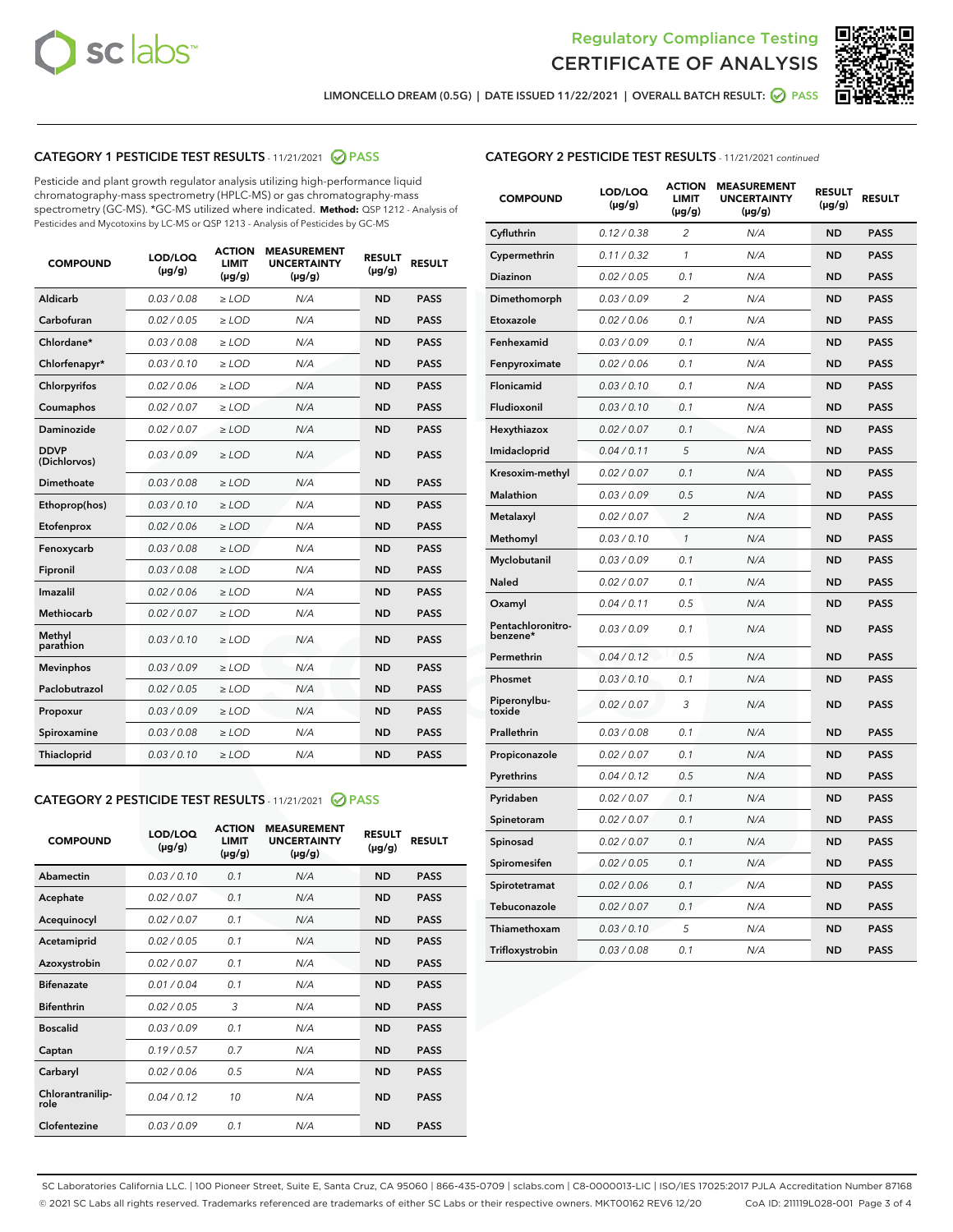LIMONCELLO DREAM (0.5G) | DATE ISSUED 11/22/2021 | OVERALL BATCH RESULT: PASS

## CATEGORY 1 PESTICIDE TEST RESULTS - 11/21/2021 PASS

Pesticide and plant growth regulator analysis utilizing high-performance liquid chromatography-mass spectrometry (HPLC-MS) or gas chromatography-mass spectrometry (GC-MS). *GC-MS utilized where indicated. **Method:** QSP 1212 - Analysis of Pesticides and Mycotoxins by LC-MS or QSP 1213 - Analysis of Pesticides by GC-MS

| COMPOUND | LOD/LOQ (µg/g) | ACTION LIMIT (µg/g) | MEASUREMENT UNCERTAINTY (µg/g) | RESULT (µg/g) | RESULT |
|---|---|---|---|---|---|
| Aldicarb | 0.03 / 0.08 | ≥ LOD | N/A | ND | PASS |
| Carbofuran | 0.02 / 0.05 | ≥ LOD | N/A | ND | PASS |
| Chlordane* | 0.03 / 0.08 | ≥ LOD | N/A | ND | PASS |
| Chlorfenapyr* | 0.03 / 0.10 | ≥ LOD | N/A | ND | PASS |
| Chlorpyrifos | 0.02 / 0.06 | ≥ LOD | N/A | ND | PASS |
| Coumaphos | 0.02 / 0.07 | ≥ LOD | N/A | ND | PASS |
| Daminozide | 0.02 / 0.07 | ≥ LOD | N/A | ND | PASS |
| DDVP (Dichlorvos) | 0.03 / 0.09 | ≥ LOD | N/A | ND | PASS |
| Dimethoate | 0.03 / 0.08 | ≥ LOD | N/A | ND | PASS |
| Ethoprop(hos) | 0.03 / 0.10 | ≥ LOD | N/A | ND | PASS |
| Etofenprox | 0.02 / 0.06 | ≥ LOD | N/A | ND | PASS |
| Fenoxycarb | 0.03 / 0.08 | ≥ LOD | N/A | ND | PASS |
| Fipronil | 0.03 / 0.08 | ≥ LOD | N/A | ND | PASS |
| Imazalil | 0.02 / 0.06 | ≥ LOD | N/A | ND | PASS |
| Methiocarb | 0.02 / 0.07 | ≥ LOD | N/A | ND | PASS |
| Methyl parathion | 0.03 / 0.10 | ≥ LOD | N/A | ND | PASS |
| Mevinphos | 0.03 / 0.09 | ≥ LOD | N/A | ND | PASS |
| Paclobutrazol | 0.02 / 0.05 | ≥ LOD | N/A | ND | PASS |
| Propoxur | 0.03 / 0.09 | ≥ LOD | N/A | ND | PASS |
| Spiroxamine | 0.03 / 0.08 | ≥ LOD | N/A | ND | PASS |
| Thiacloprid | 0.03 / 0.10 | ≥ LOD | N/A | ND | PASS |

## CATEGORY 2 PESTICIDE TEST RESULTS - 11/21/2021 PASS

| COMPOUND | LOD/LOQ (µg/g) | ACTION LIMIT (µg/g) | MEASUREMENT UNCERTAINTY (µg/g) | RESULT (µg/g) | RESULT |
|---|---|---|---|---|---|
| Abamectin | 0.03 / 0.10 | 0.1 | N/A | ND | PASS |
| Acephate | 0.02 / 0.07 | 0.1 | N/A | ND | PASS |
| Acequinocyl | 0.02 / 0.07 | 0.1 | N/A | ND | PASS |
| Acetamiprid | 0.02 / 0.05 | 0.1 | N/A | ND | PASS |
| Azoxystrobin | 0.02 / 0.07 | 0.1 | N/A | ND | PASS |
| Bifenazate | 0.01 / 0.04 | 0.1 | N/A | ND | PASS |
| Bifenthrin | 0.02 / 0.05 | 3 | N/A | ND | PASS |
| Boscalid | 0.03 / 0.09 | 0.1 | N/A | ND | PASS |
| Captan | 0.19 / 0.57 | 0.7 | N/A | ND | PASS |
| Carbaryl | 0.02 / 0.06 | 0.5 | N/A | ND | PASS |
| Chlorantraniliprole | 0.04 / 0.12 | 10 | N/A | ND | PASS |
| Clofentezine | 0.03 / 0.09 | 0.1 | N/A | ND | PASS |
| Cyfluthrin | 0.12 / 0.38 | 2 | N/A | ND | PASS |
| Cypermethrin | 0.11 / 0.32 | 1 | N/A | ND | PASS |
| Diazinon | 0.02 / 0.05 | 0.1 | N/A | ND | PASS |
| Dimethomorph | 0.03 / 0.09 | 2 | N/A | ND | PASS |
| Etoxazole | 0.02 / 0.06 | 0.1 | N/A | ND | PASS |
| Fenhexamid | 0.03 / 0.09 | 0.1 | N/A | ND | PASS |
| Fenpyroximate | 0.02 / 0.06 | 0.1 | N/A | ND | PASS |
| Flonicamid | 0.03 / 0.10 | 0.1 | N/A | ND | PASS |
| Fludioxonil | 0.03 / 0.10 | 0.1 | N/A | ND | PASS |
| Hexythiazox | 0.02 / 0.07 | 0.1 | N/A | ND | PASS |
| Imidacloprid | 0.04 / 0.11 | 5 | N/A | ND | PASS |
| Kresoxim-methyl | 0.02 / 0.07 | 0.1 | N/A | ND | PASS |
| Malathion | 0.03 / 0.09 | 0.5 | N/A | ND | PASS |
| Metalaxyl | 0.02 / 0.07 | 2 | N/A | ND | PASS |
| Methomyl | 0.03 / 0.10 | 1 | N/A | ND | PASS |
| Myclobutanil | 0.03 / 0.09 | 0.1 | N/A | ND | PASS |
| Naled | 0.02 / 0.07 | 0.1 | N/A | ND | PASS |
| Oxamyl | 0.04 / 0.11 | 0.5 | N/A | ND | PASS |
| Pentachloronitrobenzene* | 0.03 / 0.09 | 0.1 | N/A | ND | PASS |
| Permethrin | 0.04 / 0.12 | 0.5 | N/A | ND | PASS |
| Phosmet | 0.03 / 0.10 | 0.1 | N/A | ND | PASS |
| Piperonylbutoxide | 0.02 / 0.07 | 3 | N/A | ND | PASS |
| Prallethrin | 0.03 / 0.08 | 0.1 | N/A | ND | PASS |
| Propiconazole | 0.02 / 0.07 | 0.1 | N/A | ND | PASS |
| Pyrethrins | 0.04 / 0.12 | 0.5 | N/A | ND | PASS |
| Pyridaben | 0.02 / 0.07 | 0.1 | N/A | ND | PASS |
| Spinetoram | 0.02 / 0.07 | 0.1 | N/A | ND | PASS |
| Spinosad | 0.02 / 0.07 | 0.1 | N/A | ND | PASS |
| Spiromesifen | 0.02 / 0.05 | 0.1 | N/A | ND | PASS |
| Spirotetramat | 0.02 / 0.06 | 0.1 | N/A | ND | PASS |
| Tebuconazole | 0.02 / 0.07 | 0.1 | N/A | ND | PASS |
| Thiamethoxam | 0.03 / 0.10 | 5 | N/A | ND | PASS |
| Trifloxystrobin | 0.03 / 0.08 | 0.1 | N/A | ND | PASS |

SC Laboratories California LLC. | 100 Pioneer Street, Suite E, Santa Cruz, CA 95060 | 866-435-0709 | sclabs.com | C8-0000013-LIC | ISO/IES 17025:2017 PJLA Accreditation Number 87168
© 2021 SC Labs all rights reserved. Trademarks referenced are trademarks of either SC Labs or their respective owners. MKT00162 REV6 12/20 CoA ID: 211119L028-001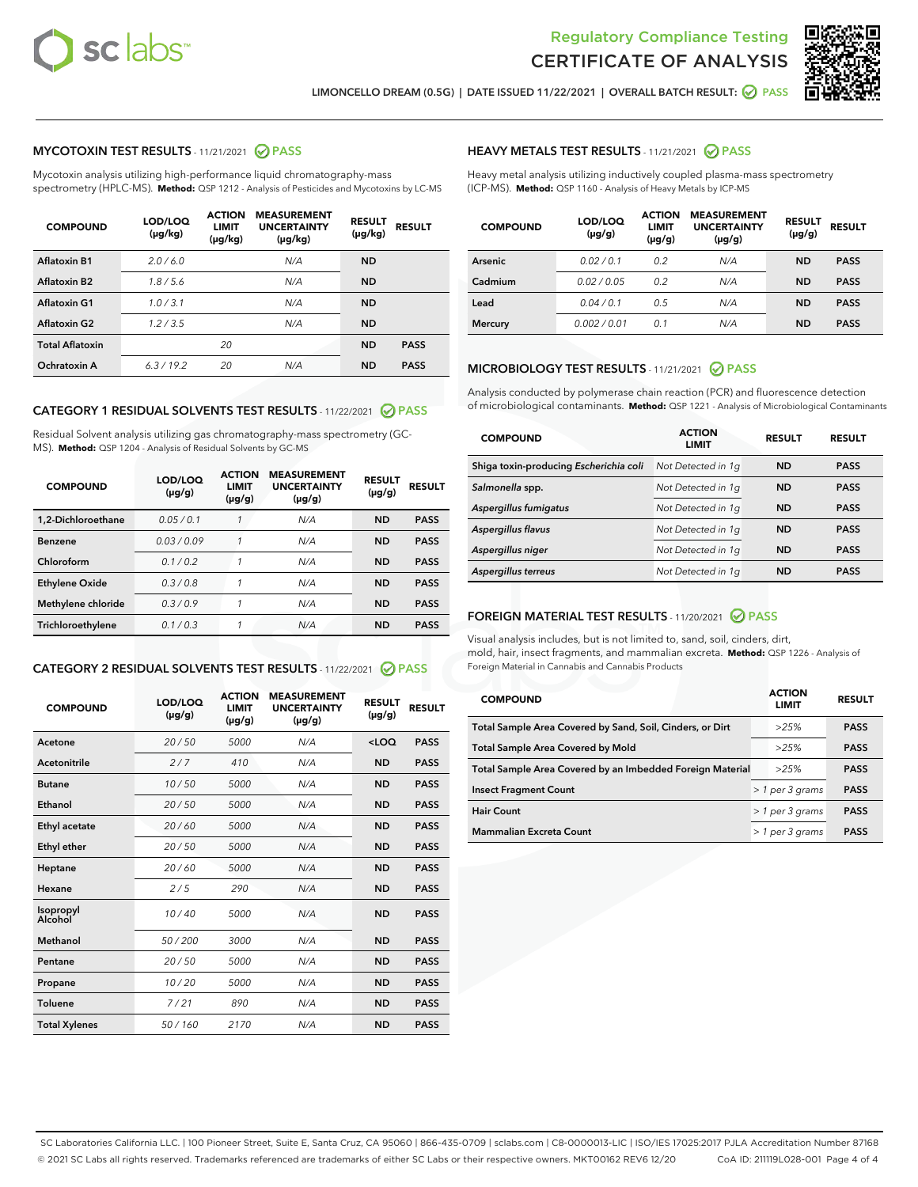Regulatory Compliance Testing
# CERTIFICATE OF ANALYSIS

LIMONCELLO DREAM (0.5G) | DATE ISSUED 11/22/2021 | OVERALL BATCH RESULT: PASS

## MYCOTOXIN TEST RESULTS - 11/21/2021 PASS

Mycotoxin analysis utilizing high-performance liquid chromatography-mass spectrometry (HPLC-MS). **Method:** QSP 1212 - Analysis of Pesticides and Mycotoxins by LC-MS

| COMPOUND | LOD/LOQ (μg/kg) | ACTION LIMIT (μg/kg) | MEASUREMENT UNCERTAINTY (μg/kg) | RESULT (μg/kg) | RESULT |
|---|---|---|---|---|---|
| Aflatoxin B1 | 2.0 / 6.0 | | N/A | ND | |
| Aflatoxin B2 | 1.8 / 5.6 | | N/A | ND | |
| Aflatoxin G1 | 1.0 / 3.1 | | N/A | ND | |
| Aflatoxin G2 | 1.2 / 3.5 | | N/A | ND | |
| Total Aflatoxin | | 20 | | ND | PASS |
| Ochratoxin A | 6.3 / 19.2 | 20 | N/A | ND | PASS |

## CATEGORY 1 RESIDUAL SOLVENTS TEST RESULTS - 11/22/2021 PASS

Residual Solvent analysis utilizing gas chromatography-mass spectrometry (GC-MS). **Method:** QSP 1204 - Analysis of Residual Solvents by GC-MS

| COMPOUND | LOD/LOQ (μg/g) | ACTION LIMIT (μg/g) | MEASUREMENT UNCERTAINTY (μg/g) | RESULT (μg/g) | RESULT |
|---|---|---|---|---|---|
| 1,2-Dichloroethane | 0.05 / 0.1 | 1 | N/A | ND | PASS |
| Benzene | 0.03 / 0.09 | 1 | N/A | ND | PASS |
| Chloroform | 0.1 / 0.2 | 1 | N/A | ND | PASS |
| Ethylene Oxide | 0.3 / 0.8 | 1 | N/A | ND | PASS |
| Methylene chloride | 0.3 / 0.9 | 1 | N/A | ND | PASS |
| Trichloroethylene | 0.1 / 0.3 | 1 | N/A | ND | PASS |

## CATEGORY 2 RESIDUAL SOLVENTS TEST RESULTS - 11/22/2021 PASS

| COMPOUND | LOD/LOQ (μg/g) | ACTION LIMIT (μg/g) | MEASUREMENT UNCERTAINTY (μg/g) | RESULT (μg/g) | RESULT |
|---|---|---|---|---|---|
| Acetone | 20 / 50 | 5000 | N/A | <LOQ | PASS |
| Acetonitrile | 2 / 7 | 410 | N/A | ND | PASS |
| Butane | 10 / 50 | 5000 | N/A | ND | PASS |
| Ethanol | 20 / 50 | 5000 | N/A | ND | PASS |
| Ethyl acetate | 20 / 60 | 5000 | N/A | ND | PASS |
| Ethyl ether | 20 / 50 | 5000 | N/A | ND | PASS |
| Heptane | 20 / 60 | 5000 | N/A | ND | PASS |
| Hexane | 2 / 5 | 290 | N/A | ND | PASS |
| Isopropyl Alcohol | 10 / 40 | 5000 | N/A | ND | PASS |
| Methanol | 50 / 200 | 3000 | N/A | ND | PASS |
| Pentane | 20 / 50 | 5000 | N/A | ND | PASS |
| Propane | 10 / 20 | 5000 | N/A | ND | PASS |
| Toluene | 7 / 21 | 890 | N/A | ND | PASS |
| Total Xylenes | 50 / 160 | 2170 | N/A | ND | PASS |

## HEAVY METALS TEST RESULTS - 11/21/2021 PASS

Heavy metal analysis utilizing inductively coupled plasma-mass spectrometry (ICP-MS). **Method:** QSP 1160 - Analysis of Heavy Metals by ICP-MS

| COMPOUND | LOD/LOQ (μg/g) | ACTION LIMIT (μg/g) | MEASUREMENT UNCERTAINTY (μg/g) | RESULT (μg/g) | RESULT |
|---|---|---|---|---|---|
| Arsenic | 0.02 / 0.1 | 0.2 | N/A | ND | PASS |
| Cadmium | 0.02 / 0.05 | 0.2 | N/A | ND | PASS |
| Lead | 0.04 / 0.1 | 0.5 | N/A | ND | PASS |
| Mercury | 0.002 / 0.01 | 0.1 | N/A | ND | PASS |

## MICROBIOLOGY TEST RESULTS - 11/21/2021 PASS

Analysis conducted by polymerase chain reaction (PCR) and fluorescence detection of microbiological contaminants. **Method:** QSP 1221 - Analysis of Microbiological Contaminants

| COMPOUND | ACTION LIMIT | RESULT | RESULT |
|---|---|---|---|
| Shiga toxin-producing *Escherichia coli* | Not Detected in 1g | ND | PASS |
| *Salmonella* spp. | Not Detected in 1g | ND | PASS |
| *Aspergillus fumigatus* | Not Detected in 1g | ND | PASS |
| *Aspergillus flavus* | Not Detected in 1g | ND | PASS |
| *Aspergillus niger* | Not Detected in 1g | ND | PASS |
| *Aspergillus terreus* | Not Detected in 1g | ND | PASS |

## FOREIGN MATERIAL TEST RESULTS - 11/20/2021 PASS

Visual analysis includes, but is not limited to, sand, soil, cinders, dirt, mold, hair, insect fragments, and mammalian excreta. **Method:** QSP 1226 - Analysis of Foreign Material in Cannabis and Cannabis Products

| COMPOUND | ACTION LIMIT | RESULT |
|---|---|---|
| Total Sample Area Covered by Sand, Soil, Cinders, or Dirt | >25% | PASS |
| Total Sample Area Covered by Mold | >25% | PASS |
| Total Sample Area Covered by an Imbedded Foreign Material | >25% | PASS |
| Insect Fragment Count | > 1 per 3 grams | PASS |
| Hair Count | > 1 per 3 grams | PASS |
| Mammalian Excreta Count | > 1 per 3 grams | PASS |

SC Laboratories California LLC. | 100 Pioneer Street, Suite E, Santa Cruz, CA 95060 | 866-435-0709 | sclabs.com | C8-0000013-LIC | ISO/IES 17025:2017 PJLA Accreditation Number 87168
© 2021 SC Labs all rights reserved. Trademarks referenced are trademarks of either SC Labs or their respective owners. MKT00162 REV6 12/20 CoA ID: 211119L028-001